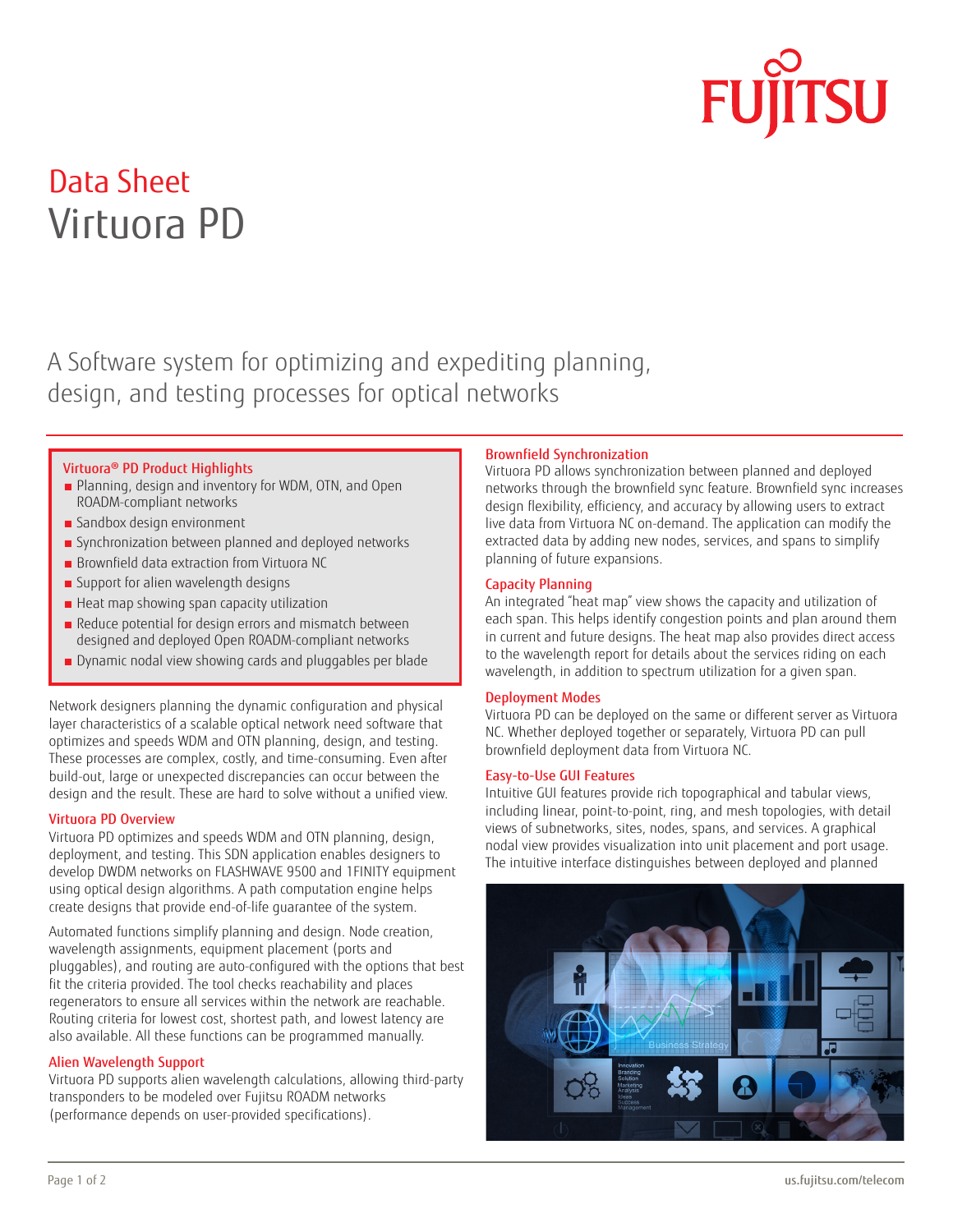# Data Sheet

# Virtuora PD

## A Software system for optimizing and expediting planning, design, and testing processes for optical networks

### Virtuora® PD Product Highlights

- Planning, design and inventory for WDM, OTN, and Open ROADM-compliant networks
- Sandbox design environment
- Synchronization between planned and deployed networks
- Brownfield data extraction from Virtuora NC
- Support for alien wavelength designs
- Heat map showing span capacity utilization
- Reduce potential for design errors and mismatch between designed and deployed Open ROADM-compliant networks
- Dynamic nodal view showing cards and pluggables per blade

Network designers planning the dynamic configuration and physical layer characteristics of a scalable optical network need software that optimizes and speeds WDM and OTN planning, design, and testing. These processes are complex, costly, and time-consuming. Even after build-out, large or unexpected discrepancies can occur between the design and the result. These are hard to solve without a unified view.

### Virtuora PD Overview

Virtuora PD optimizes and speeds WDM and OTN planning, design, deployment, and testing. This SDN application enables designers to develop DWDM networks on FLASHWAVE 9500 and 1FINITY equipment using optical design algorithms. A path computation engine helps create designs that provide end-of-life guarantee of the system.

Automated functions simplify planning and design. Node creation, wavelength assignments, equipment placement (ports and pluggables), and routing are auto-configured with the options that best fit the criteria provided. The tool checks reachability and places regenerators to ensure all services within the network are reachable. Routing criteria for lowest cost, shortest path, and lowest latency are also available. All these functions can be programmed manually.

### Alien Wavelength Support

Virtuora PD supports alien wavelength calculations, allowing third-party transponders to be modeled over Fujitsu ROADM networks (performance depends on user-provided specifications).

### Brownfield Synchronization

Virtuora PD allows synchronization between planned and deployed networks through the brownfield sync feature. Brownfield sync increases design flexibility, efficiency, and accuracy by allowing users to extract live data from Virtuora NC on-demand. The application can modify the extracted data by adding new nodes, services, and spans to simplify planning of future expansions.

### Capacity Planning

An integrated "heat map" view shows the capacity and utilization of each span. This helps identify congestion points and plan around them in current and future designs. The heat map also provides direct access to the wavelength report for details about the services riding on each wavelength, in addition to spectrum utilization for a given span.

### Deployment Modes

Virtuora PD can be deployed on the same or different server as Virtuora NC. Whether deployed together or separately, Virtuora PD can pull brownfield deployment data from Virtuora NC.

### Easy-to-Use GUI Features

Intuitive GUI features provide rich topographical and tabular views, including linear, point-to-point, ring, and mesh topologies, with detail views of subnetworks, sites, nodes, spans, and services. A graphical nodal view provides visualization into unit placement and port usage. The intuitive interface distinguishes between deployed and planned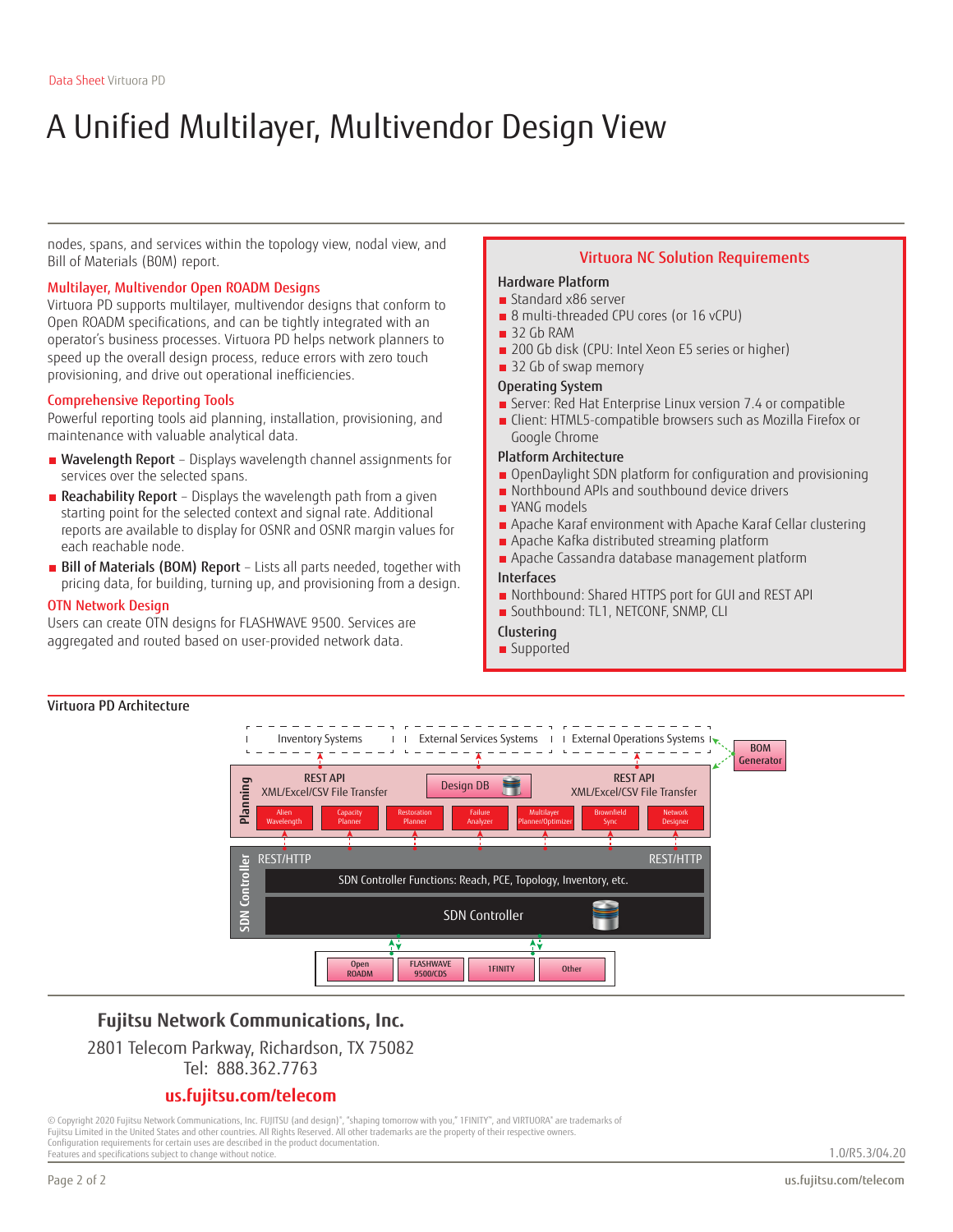# A Unified Multilayer, Multivendor Design View

nodes, spans, and services within the topology view, nodal view, and Bill of Materials (BOM) report.

### Multilayer, Multivendor Open ROADM Designs

Virtuora PD supports multilayer, multivendor designs that conform to Open ROADM specifications, and can be tightly integrated with an operator's business processes. Virtuora PD helps network planners to speed up the overall design process, reduce errors with zero touch provisioning, and drive out operational inefficiencies.

### Comprehensive Reporting Tools

Powerful reporting tools aid planning, installation, provisioning, and maintenance with valuable analytical data.

- **Wavelength Report** – Displays wavelength channel assignments for services over the selected spans.
- **Reachability Report** – Displays the wavelength path from a given starting point for the selected context and signal rate. Additional reports are available to display for OSNR and OSNR margin values for each reachable node.
- **Bill of Materials (BOM) Report** – Lists all parts needed, together with pricing data, for building, turning up, and provisioning from a design.

### OTN Network Design

Users can create OTN designs for FLASHWAVE 9500. Services are aggregated and routed based on user-provided network data.

## Virtuora NC Solution Requirements

**Hardware Platform**

- Standard x86 server
- 8 multi-threaded CPU cores (or 16 vCPU)
- 32 Gb RAM
- 200 Gb disk (CPU: Intel Xeon E5 series or higher)
- 32 Gb of swap memory

**Operating System**

- Server: Red Hat Enterprise Linux version 7.4 or compatible
- Client: HTML5-compatible browsers such as Mozilla Firefox or Google Chrome

**Platform Architecture**

- OpenDaylight SDN platform for configuration and provisioning
- Northbound APIs and southbound device drivers
- YANG models
- Apache Karaf environment with Apache Karaf Cellar clustering
- Apache Kafka distributed streaming platform
- Apache Cassandra database management platform

**Interfaces**

- Northbound: Shared HTTPS port for GUI and REST API
- Southbound: TL1, NETCONF, SNMP, CLI

**Clustering**

- Supported

### Virtuora PD Architecture

Inventory Systems
External Services Systems
External Operations Systems
BOM Generator

Planning
REST API
XML/Excel/CSV File Transfer
Design DB
REST API
XML/Excel/CSV File Transfer
Alien Wavelength
Capacity Planner
Restoration Planner
Failure Analyzer
Multilayer Planner/Optimizer
Brownfield Sync
Network Designer

SDN Controller
REST/HTTP
REST/HTTP
SDN Controller Functions: Reach, PCE, Topology, Inventory, etc.
SDN Controller

Open ROADM
FLASHWAVE 9500/CDS
1FINITY
Other

**Fujitsu Network Communications, Inc.**
2801 Telecom Parkway, Richardson, TX 75082
Tel: 888.362.7763
**us.fujitsu.com/telecom**

© Copyright 2020 Fujitsu Network Communications, Inc. FUJITSU (and design)®, "shaping tomorrow with you," 1FINITY™, and VIRTUORA® are trademarks of Fujitsu Limited in the United States and other countries. All Rights Reserved. All other trademarks are the property of their respective owners.
Configuration requirements for certain uses are described in the product documentation.
Features and specifications subject to change without notice.

1.0/R5.3/04.20